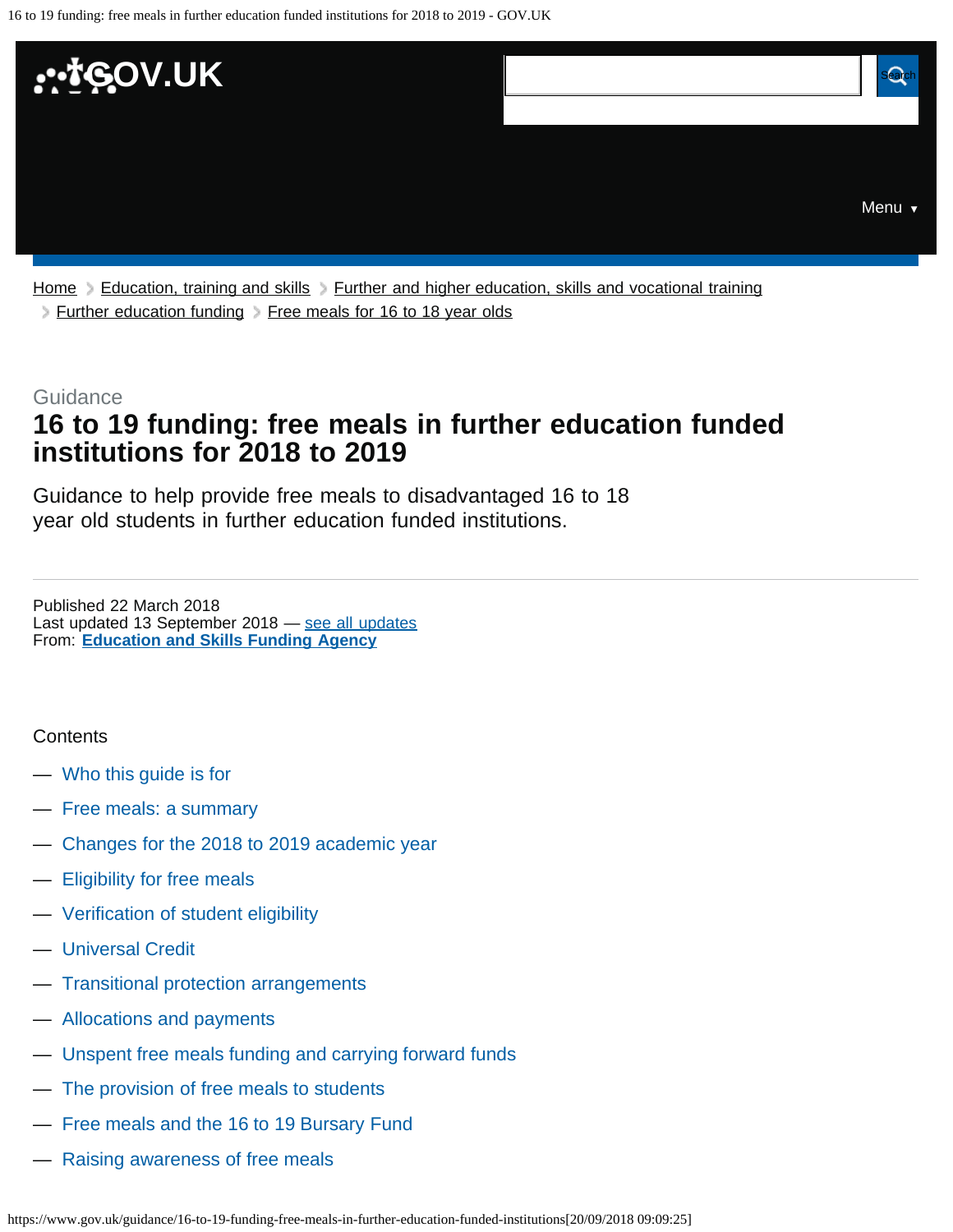Home > Education, training and skills > Further and higher education, skills and vocational training > Further education funding > Free meals for 16 to 18 year olds

Guidance

# 16 to 19 funding: free meals in further education funded institutions for 2018 to 2019

Guidance to help provide free meals to disadvantaged 16 to 18 year old students in further education funded institutions.

Published 22 March 2018
Last updated 13 September 2018 — see all updates
From: **Education and Skills Funding Agency**

Contents

- Who this guide is for
- Free meals: a summary
- Changes for the 2018 to 2019 academic year
- Eligibility for free meals
- Verification of student eligibility
- Universal Credit
- Transitional protection arrangements
- Allocations and payments
- Unspent free meals funding and carrying forward funds
- The provision of free meals to students
- Free meals and the 16 to 19 Bursary Fund
- Raising awareness of free meals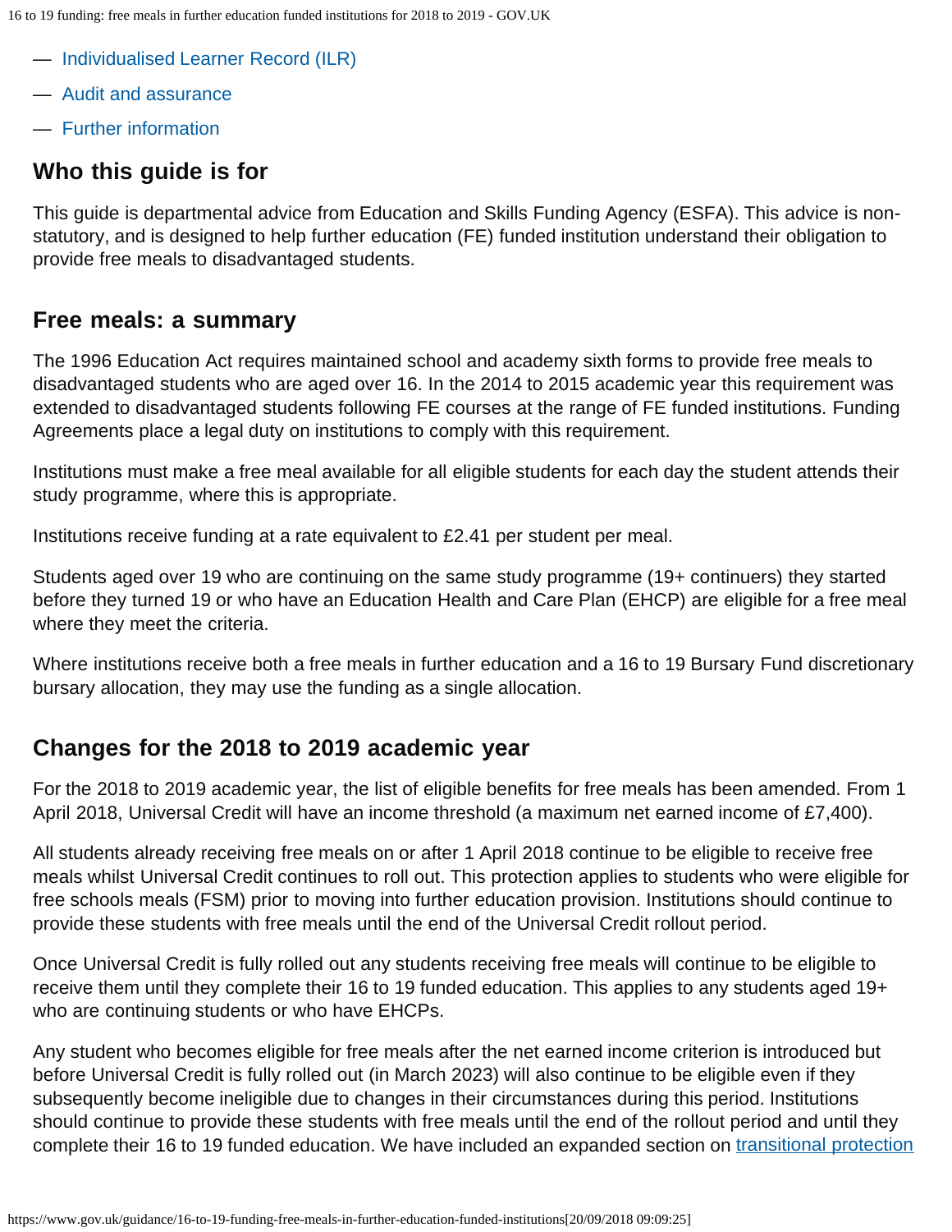- — Individualised Learner Record (ILR)
- — Audit and assurance
- — Further information

## Who this guide is for

This guide is departmental advice from Education and Skills Funding Agency (ESFA). This advice is non-statutory, and is designed to help further education (FE) funded institution understand their obligation to provide free meals to disadvantaged students.

## Free meals: a summary

The 1996 Education Act requires maintained school and academy sixth forms to provide free meals to disadvantaged students who are aged over 16. In the 2014 to 2015 academic year this requirement was extended to disadvantaged students following FE courses at the range of FE funded institutions. Funding Agreements place a legal duty on institutions to comply with this requirement.

Institutions must make a free meal available for all eligible students for each day the student attends their study programme, where this is appropriate.

Institutions receive funding at a rate equivalent to £2.41 per student per meal.

Students aged over 19 who are continuing on the same study programme (19+ continuers) they started before they turned 19 or who have an Education Health and Care Plan (EHCP) are eligible for a free meal where they meet the criteria.

Where institutions receive both a free meals in further education and a 16 to 19 Bursary Fund discretionary bursary allocation, they may use the funding as a single allocation.

## Changes for the 2018 to 2019 academic year

For the 2018 to 2019 academic year, the list of eligible benefits for free meals has been amended. From 1 April 2018, Universal Credit will have an income threshold (a maximum net earned income of £7,400).

All students already receiving free meals on or after 1 April 2018 continue to be eligible to receive free meals whilst Universal Credit continues to roll out. This protection applies to students who were eligible for free schools meals (FSM) prior to moving into further education provision. Institutions should continue to provide these students with free meals until the end of the Universal Credit rollout period.

Once Universal Credit is fully rolled out any students receiving free meals will continue to be eligible to receive them until they complete their 16 to 19 funded education. This applies to any students aged 19+ who are continuing students or who have EHCPs.

Any student who becomes eligible for free meals after the net earned income criterion is introduced but before Universal Credit is fully rolled out (in March 2023) will also continue to be eligible even if they subsequently become ineligible due to changes in their circumstances during this period. Institutions should continue to provide these students with free meals until the end of the rollout period and until they complete their 16 to 19 funded education. We have included an expanded section on transitional protection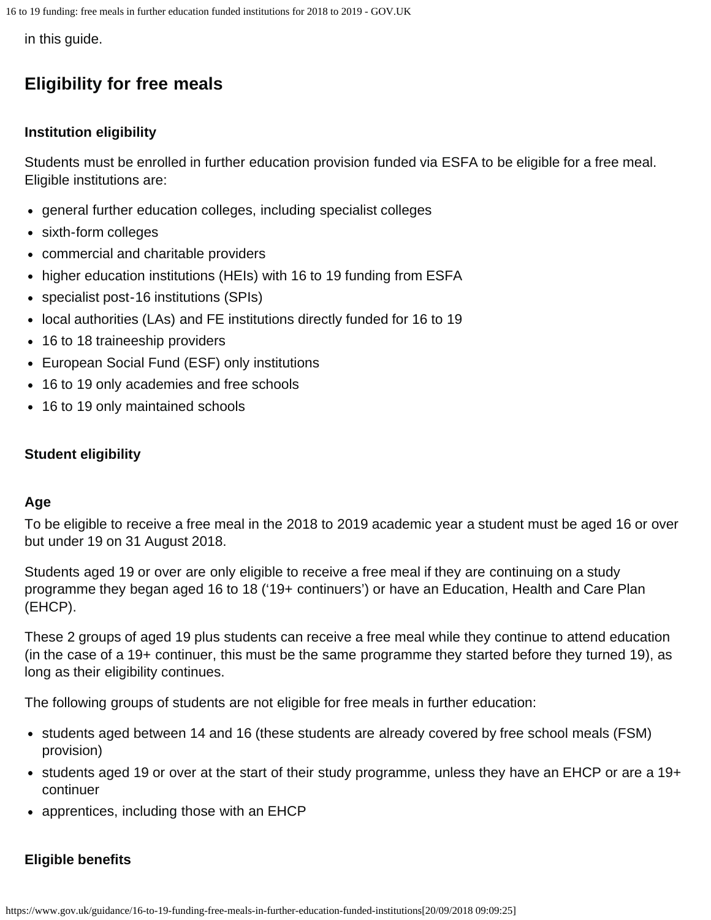in this guide.

## Eligibility for free meals

### Institution eligibility

Students must be enrolled in further education provision funded via ESFA to be eligible for a free meal. Eligible institutions are:

- general further education colleges, including specialist colleges
- sixth-form colleges
- commercial and charitable providers
- higher education institutions (HEIs) with 16 to 19 funding from ESFA
- specialist post-16 institutions (SPIs)
- local authorities (LAs) and FE institutions directly funded for 16 to 19
- 16 to 18 traineeship providers
- European Social Fund (ESF) only institutions
- 16 to 19 only academies and free schools
- 16 to 19 only maintained schools

### Student eligibility

#### Age

To be eligible to receive a free meal in the 2018 to 2019 academic year a student must be aged 16 or over but under 19 on 31 August 2018.

Students aged 19 or over are only eligible to receive a free meal if they are continuing on a study programme they began aged 16 to 18 ('19+ continuers') or have an Education, Health and Care Plan (EHCP).

These 2 groups of aged 19 plus students can receive a free meal while they continue to attend education (in the case of a 19+ continuer, this must be the same programme they started before they turned 19), as long as their eligibility continues.

The following groups of students are not eligible for free meals in further education:

- students aged between 14 and 16 (these students are already covered by free school meals (FSM) provision)
- students aged 19 or over at the start of their study programme, unless they have an EHCP or are a 19+ continuer
- apprentices, including those with an EHCP

#### Eligible benefits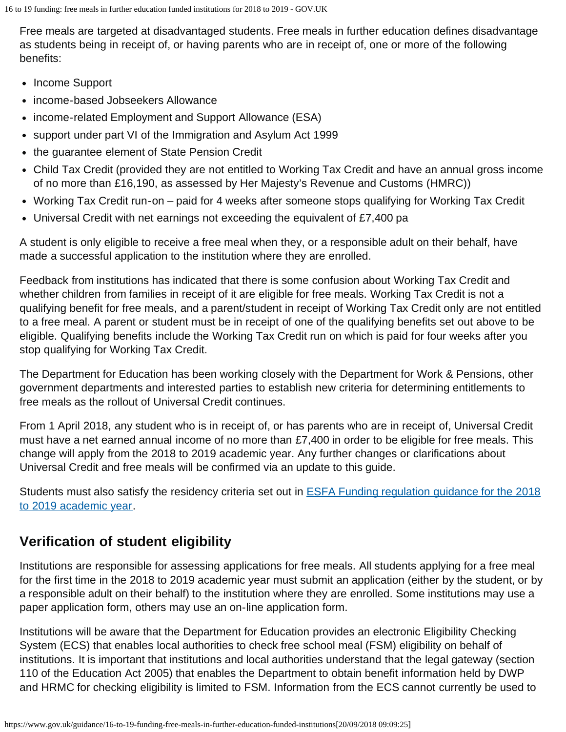Free meals are targeted at disadvantaged students. Free meals in further education defines disadvantage as students being in receipt of, or having parents who are in receipt of, one or more of the following benefits:

- Income Support
- income-based Jobseekers Allowance
- income-related Employment and Support Allowance (ESA)
- support under part VI of the Immigration and Asylum Act 1999
- the guarantee element of State Pension Credit
- Child Tax Credit (provided they are not entitled to Working Tax Credit and have an annual gross income of no more than £16,190, as assessed by Her Majesty's Revenue and Customs (HMRC))
- Working Tax Credit run-on – paid for 4 weeks after someone stops qualifying for Working Tax Credit
- Universal Credit with net earnings not exceeding the equivalent of £7,400 pa

A student is only eligible to receive a free meal when they, or a responsible adult on their behalf, have made a successful application to the institution where they are enrolled.

Feedback from institutions has indicated that there is some confusion about Working Tax Credit and whether children from families in receipt of it are eligible for free meals. Working Tax Credit is not a qualifying benefit for free meals, and a parent/student in receipt of Working Tax Credit only are not entitled to a free meal. A parent or student must be in receipt of one of the qualifying benefits set out above to be eligible. Qualifying benefits include the Working Tax Credit run on which is paid for four weeks after you stop qualifying for Working Tax Credit.

The Department for Education has been working closely with the Department for Work & Pensions, other government departments and interested parties to establish new criteria for determining entitlements to free meals as the rollout of Universal Credit continues.

From 1 April 2018, any student who is in receipt of, or has parents who are in receipt of, Universal Credit must have a net earned annual income of no more than £7,400 in order to be eligible for free meals. This change will apply from the 2018 to 2019 academic year. Any further changes or clarifications about Universal Credit and free meals will be confirmed via an update to this guide.

Students must also satisfy the residency criteria set out in [ESFA Funding regulation guidance for the 2018 to 2019 academic year](https://www.gov.uk/guidance/16-to-19-funding-free-meals-in-further-education-funded-institutions).

## Verification of student eligibility

Institutions are responsible for assessing applications for free meals. All students applying for a free meal for the first time in the 2018 to 2019 academic year must submit an application (either by the student, or by a responsible adult on their behalf) to the institution where they are enrolled. Some institutions may use a paper application form, others may use an on-line application form.

Institutions will be aware that the Department for Education provides an electronic Eligibility Checking System (ECS) that enables local authorities to check free school meal (FSM) eligibility on behalf of institutions. It is important that institutions and local authorities understand that the legal gateway (section 110 of the Education Act 2005) that enables the Department to obtain benefit information held by DWP and HRMC for checking eligibility is limited to FSM. Information from the ECS cannot currently be used to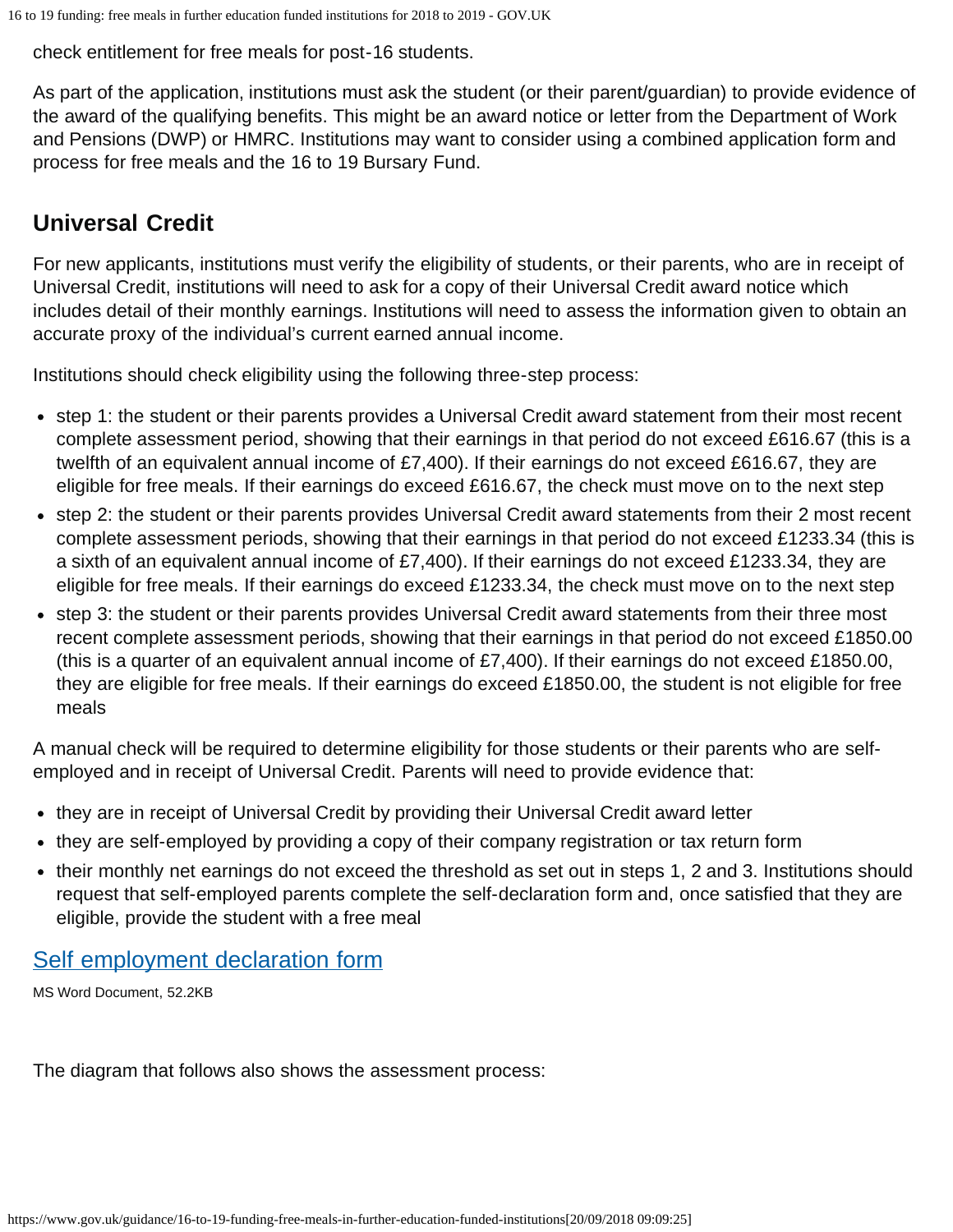check entitlement for free meals for post-16 students.

As part of the application, institutions must ask the student (or their parent/guardian) to provide evidence of the award of the qualifying benefits. This might be an award notice or letter from the Department of Work and Pensions (DWP) or HMRC. Institutions may want to consider using a combined application form and process for free meals and the 16 to 19 Bursary Fund.

## Universal Credit

For new applicants, institutions must verify the eligibility of students, or their parents, who are in receipt of Universal Credit, institutions will need to ask for a copy of their Universal Credit award notice which includes detail of their monthly earnings. Institutions will need to assess the information given to obtain an accurate proxy of the individual's current earned annual income.

Institutions should check eligibility using the following three-step process:

- step 1: the student or their parents provides a Universal Credit award statement from their most recent complete assessment period, showing that their earnings in that period do not exceed £616.67 (this is a twelfth of an equivalent annual income of £7,400). If their earnings do not exceed £616.67, they are eligible for free meals. If their earnings do exceed £616.67, the check must move on to the next step
- step 2: the student or their parents provides Universal Credit award statements from their 2 most recent complete assessment periods, showing that their earnings in that period do not exceed £1233.34 (this is a sixth of an equivalent annual income of £7,400). If their earnings do not exceed £1233.34, they are eligible for free meals. If their earnings do exceed £1233.34, the check must move on to the next step
- step 3: the student or their parents provides Universal Credit award statements from their three most recent complete assessment periods, showing that their earnings in that period do not exceed £1850.00 (this is a quarter of an equivalent annual income of £7,400). If their earnings do not exceed £1850.00, they are eligible for free meals. If their earnings do exceed £1850.00, the student is not eligible for free meals

A manual check will be required to determine eligibility for those students or their parents who are self-employed and in receipt of Universal Credit. Parents will need to provide evidence that:

- they are in receipt of Universal Credit by providing their Universal Credit award letter
- they are self-employed by providing a copy of their company registration or tax return form
- their monthly net earnings do not exceed the threshold as set out in steps 1, 2 and 3. Institutions should request that self-employed parents complete the self-declaration form and, once satisfied that they are eligible, provide the student with a free meal

[Self employment declaration form](#)

MS Word Document, 52.2KB

The diagram that follows also shows the assessment process: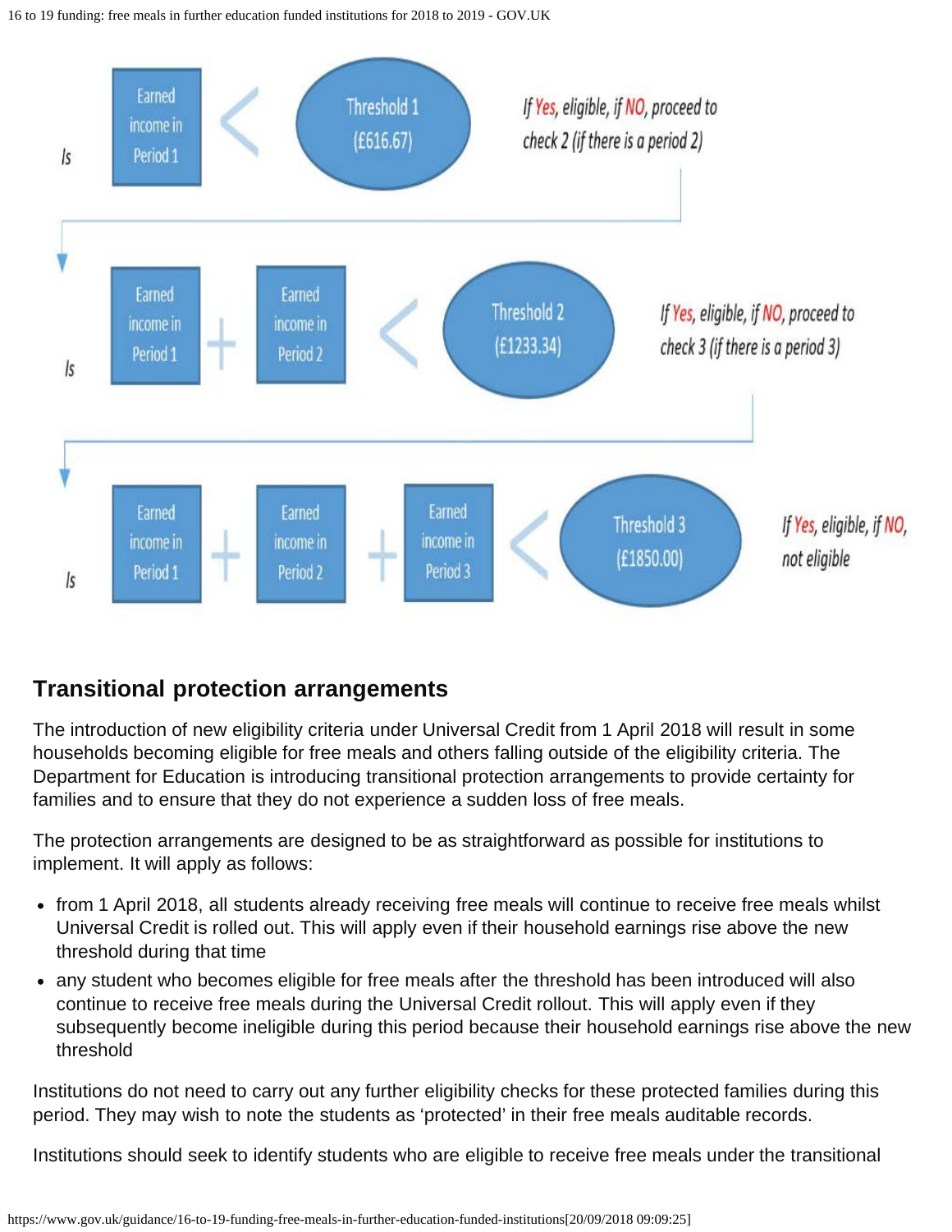Is Earned income in Period 1 < Threshold 1 (£616.67) — If Yes, eligible, if NO, proceed to check 2 (if there is a period 2)

Is Earned income in Period 1 + Earned income in Period 2 < Threshold 2 (£1233.34) — If Yes, eligible, if NO, proceed to check 3 (if there is a period 3)

Is Earned income in Period 1 + Earned income in Period 2 + Earned income in Period 3 < Threshold 3 (£1850.00) — If Yes, eligible, if NO, not eligible

## Transitional protection arrangements

The introduction of new eligibility criteria under Universal Credit from 1 April 2018 will result in some households becoming eligible for free meals and others falling outside of the eligibility criteria. The Department for Education is introducing transitional protection arrangements to provide certainty for families and to ensure that they do not experience a sudden loss of free meals.

The protection arrangements are designed to be as straightforward as possible for institutions to implement. It will apply as follows:

- from 1 April 2018, all students already receiving free meals will continue to receive free meals whilst Universal Credit is rolled out. This will apply even if their household earnings rise above the new threshold during that time
- any student who becomes eligible for free meals after the threshold has been introduced will also continue to receive free meals during the Universal Credit rollout. This will apply even if they subsequently become ineligible during this period because their household earnings rise above the new threshold

Institutions do not need to carry out any further eligibility checks for these protected families during this period. They may wish to note the students as 'protected' in their free meals auditable records.

Institutions should seek to identify students who are eligible to receive free meals under the transitional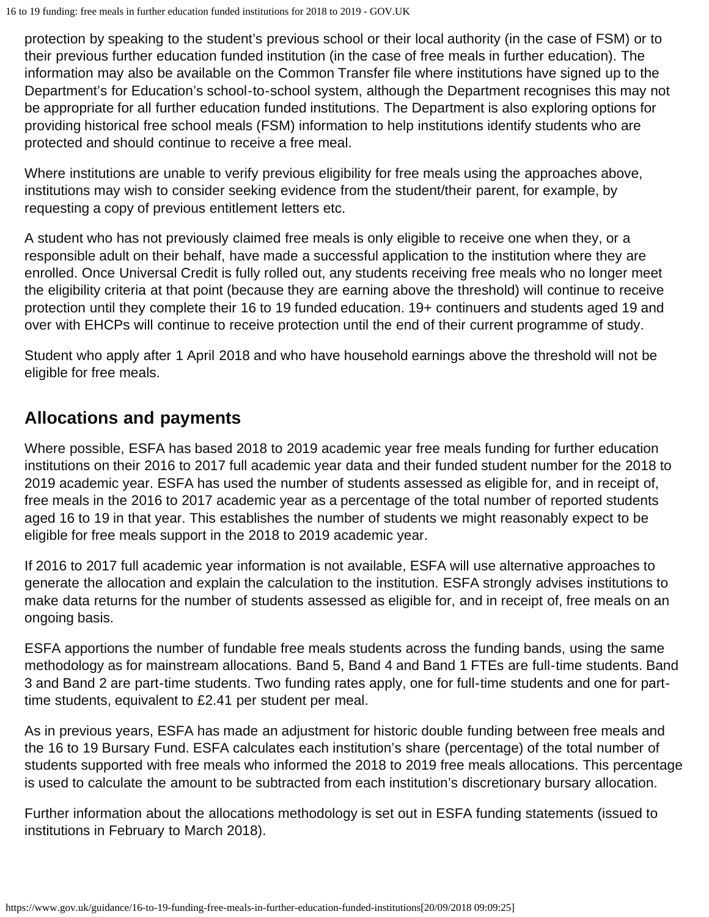protection by speaking to the student's previous school or their local authority (in the case of FSM) or to their previous further education funded institution (in the case of free meals in further education). The information may also be available on the Common Transfer file where institutions have signed up to the Department's for Education's school-to-school system, although the Department recognises this may not be appropriate for all further education funded institutions. The Department is also exploring options for providing historical free school meals (FSM) information to help institutions identify students who are protected and should continue to receive a free meal.

Where institutions are unable to verify previous eligibility for free meals using the approaches above, institutions may wish to consider seeking evidence from the student/their parent, for example, by requesting a copy of previous entitlement letters etc.

A student who has not previously claimed free meals is only eligible to receive one when they, or a responsible adult on their behalf, have made a successful application to the institution where they are enrolled. Once Universal Credit is fully rolled out, any students receiving free meals who no longer meet the eligibility criteria at that point (because they are earning above the threshold) will continue to receive protection until they complete their 16 to 19 funded education. 19+ continuers and students aged 19 and over with EHCPs will continue to receive protection until the end of their current programme of study.

Student who apply after 1 April 2018 and who have household earnings above the threshold will not be eligible for free meals.

## Allocations and payments

Where possible, ESFA has based 2018 to 2019 academic year free meals funding for further education institutions on their 2016 to 2017 full academic year data and their funded student number for the 2018 to 2019 academic year. ESFA has used the number of students assessed as eligible for, and in receipt of, free meals in the 2016 to 2017 academic year as a percentage of the total number of reported students aged 16 to 19 in that year. This establishes the number of students we might reasonably expect to be eligible for free meals support in the 2018 to 2019 academic year.

If 2016 to 2017 full academic year information is not available, ESFA will use alternative approaches to generate the allocation and explain the calculation to the institution. ESFA strongly advises institutions to make data returns for the number of students assessed as eligible for, and in receipt of, free meals on an ongoing basis.

ESFA apportions the number of fundable free meals students across the funding bands, using the same methodology as for mainstream allocations. Band 5, Band 4 and Band 1 FTEs are full-time students. Band 3 and Band 2 are part-time students. Two funding rates apply, one for full-time students and one for part-time students, equivalent to £2.41 per student per meal.

As in previous years, ESFA has made an adjustment for historic double funding between free meals and the 16 to 19 Bursary Fund. ESFA calculates each institution's share (percentage) of the total number of students supported with free meals who informed the 2018 to 2019 free meals allocations. This percentage is used to calculate the amount to be subtracted from each institution's discretionary bursary allocation.

Further information about the allocations methodology is set out in ESFA funding statements (issued to institutions in February to March 2018).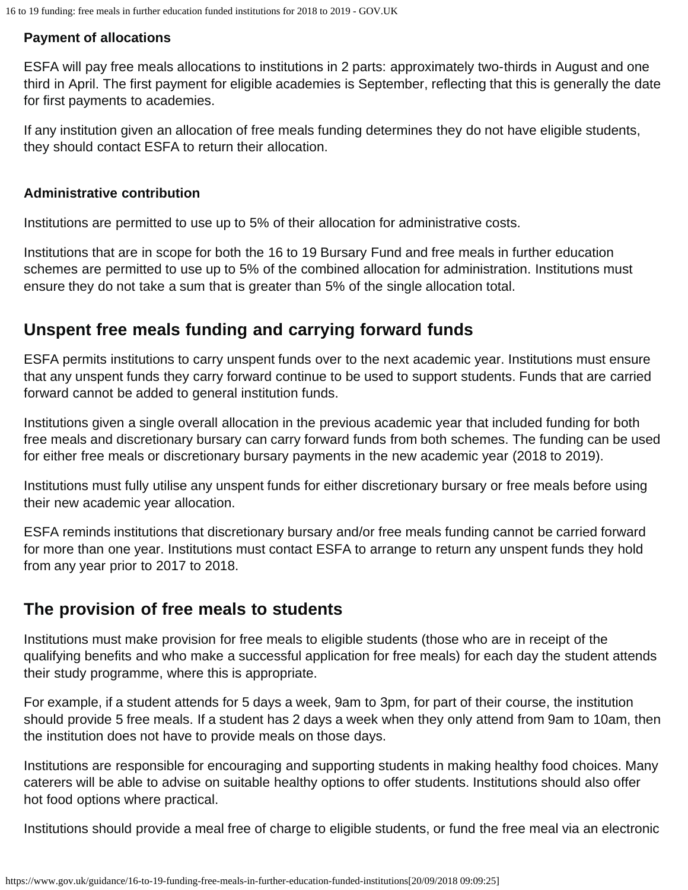**Payment of allocations**

ESFA will pay free meals allocations to institutions in 2 parts: approximately two-thirds in August and one third in April. The first payment for eligible academies is September, reflecting that this is generally the date for first payments to academies.

If any institution given an allocation of free meals funding determines they do not have eligible students, they should contact ESFA to return their allocation.

**Administrative contribution**

Institutions are permitted to use up to 5% of their allocation for administrative costs.

Institutions that are in scope for both the 16 to 19 Bursary Fund and free meals in further education schemes are permitted to use up to 5% of the combined allocation for administration. Institutions must ensure they do not take a sum that is greater than 5% of the single allocation total.

## Unspent free meals funding and carrying forward funds

ESFA permits institutions to carry unspent funds over to the next academic year. Institutions must ensure that any unspent funds they carry forward continue to be used to support students. Funds that are carried forward cannot be added to general institution funds.

Institutions given a single overall allocation in the previous academic year that included funding for both free meals and discretionary bursary can carry forward funds from both schemes. The funding can be used for either free meals or discretionary bursary payments in the new academic year (2018 to 2019).

Institutions must fully utilise any unspent funds for either discretionary bursary or free meals before using their new academic year allocation.

ESFA reminds institutions that discretionary bursary and/or free meals funding cannot be carried forward for more than one year. Institutions must contact ESFA to arrange to return any unspent funds they hold from any year prior to 2017 to 2018.

## The provision of free meals to students

Institutions must make provision for free meals to eligible students (those who are in receipt of the qualifying benefits and who make a successful application for free meals) for each day the student attends their study programme, where this is appropriate.

For example, if a student attends for 5 days a week, 9am to 3pm, for part of their course, the institution should provide 5 free meals. If a student has 2 days a week when they only attend from 9am to 10am, then the institution does not have to provide meals on those days.

Institutions are responsible for encouraging and supporting students in making healthy food choices. Many caterers will be able to advise on suitable healthy options to offer students. Institutions should also offer hot food options where practical.

Institutions should provide a meal free of charge to eligible students, or fund the free meal via an electronic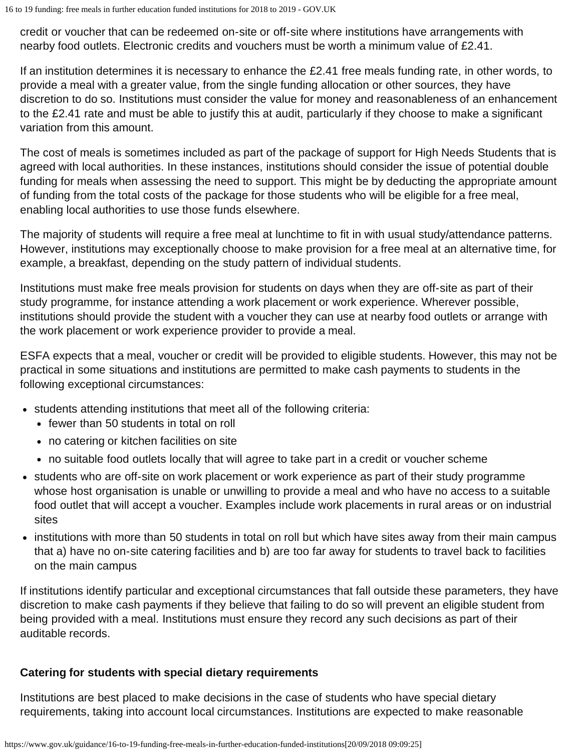credit or voucher that can be redeemed on-site or off-site where institutions have arrangements with nearby food outlets. Electronic credits and vouchers must be worth a minimum value of £2.41.

If an institution determines it is necessary to enhance the £2.41 free meals funding rate, in other words, to provide a meal with a greater value, from the single funding allocation or other sources, they have discretion to do so. Institutions must consider the value for money and reasonableness of an enhancement to the £2.41 rate and must be able to justify this at audit, particularly if they choose to make a significant variation from this amount.

The cost of meals is sometimes included as part of the package of support for High Needs Students that is agreed with local authorities. In these instances, institutions should consider the issue of potential double funding for meals when assessing the need to support. This might be by deducting the appropriate amount of funding from the total costs of the package for those students who will be eligible for a free meal, enabling local authorities to use those funds elsewhere.

The majority of students will require a free meal at lunchtime to fit in with usual study/attendance patterns. However, institutions may exceptionally choose to make provision for a free meal at an alternative time, for example, a breakfast, depending on the study pattern of individual students.

Institutions must make free meals provision for students on days when they are off-site as part of their study programme, for instance attending a work placement or work experience. Wherever possible, institutions should provide the student with a voucher they can use at nearby food outlets or arrange with the work placement or work experience provider to provide a meal.

ESFA expects that a meal, voucher or credit will be provided to eligible students. However, this may not be practical in some situations and institutions are permitted to make cash payments to students in the following exceptional circumstances:

- students attending institutions that meet all of the following criteria:
  - fewer than 50 students in total on roll
  - no catering or kitchen facilities on site
  - no suitable food outlets locally that will agree to take part in a credit or voucher scheme
- students who are off-site on work placement or work experience as part of their study programme whose host organisation is unable or unwilling to provide a meal and who have no access to a suitable food outlet that will accept a voucher. Examples include work placements in rural areas or on industrial sites
- institutions with more than 50 students in total on roll but which have sites away from their main campus that a) have no on-site catering facilities and b) are too far away for students to travel back to facilities on the main campus

If institutions identify particular and exceptional circumstances that fall outside these parameters, they have discretion to make cash payments if they believe that failing to do so will prevent an eligible student from being provided with a meal. Institutions must ensure they record any such decisions as part of their auditable records.

### Catering for students with special dietary requirements

Institutions are best placed to make decisions in the case of students who have special dietary requirements, taking into account local circumstances. Institutions are expected to make reasonable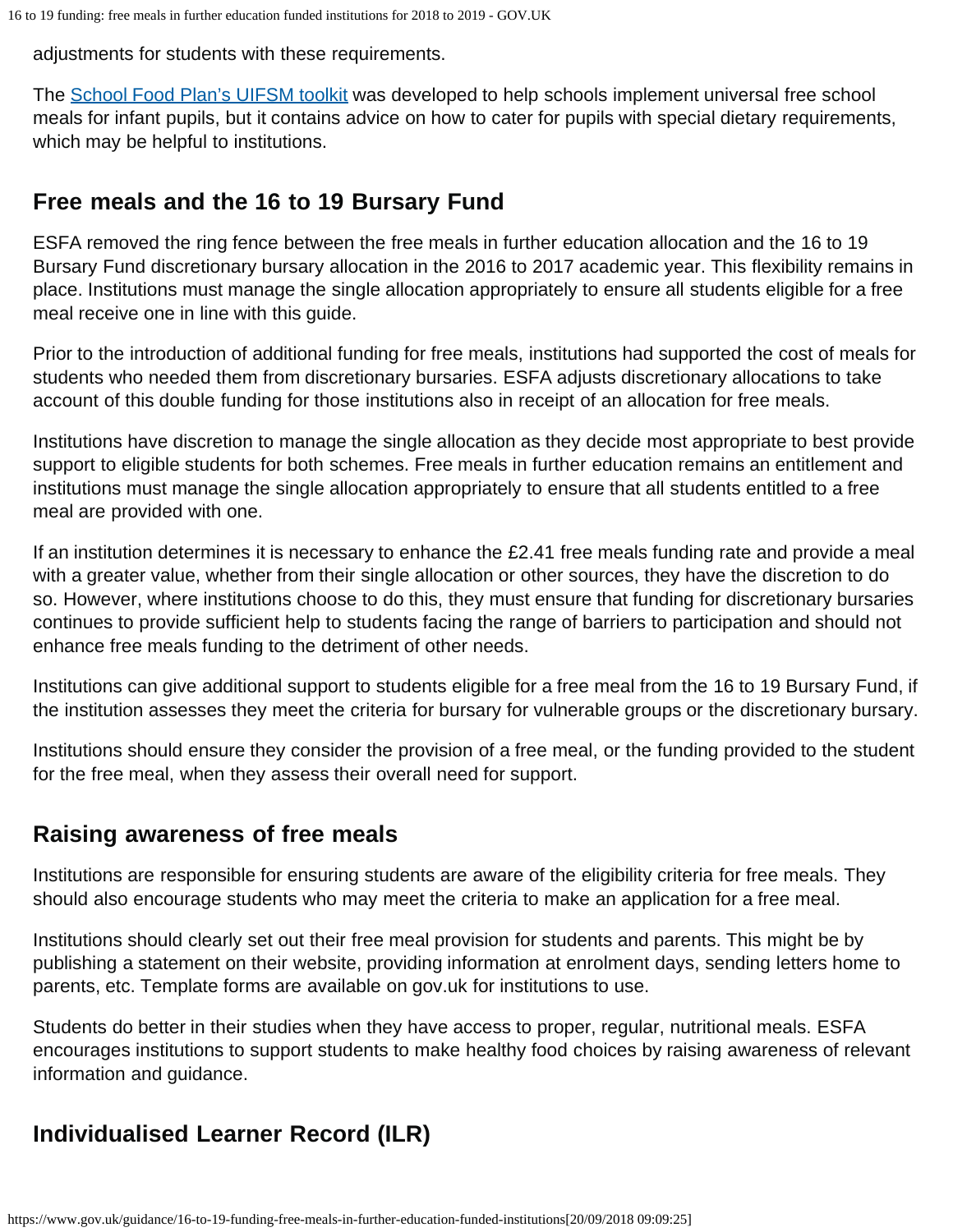adjustments for students with these requirements.

The [School Food Plan's UIFSM toolkit](#) was developed to help schools implement universal free school meals for infant pupils, but it contains advice on how to cater for pupils with special dietary requirements, which may be helpful to institutions.

## Free meals and the 16 to 19 Bursary Fund

ESFA removed the ring fence between the free meals in further education allocation and the 16 to 19 Bursary Fund discretionary bursary allocation in the 2016 to 2017 academic year. This flexibility remains in place. Institutions must manage the single allocation appropriately to ensure all students eligible for a free meal receive one in line with this guide.

Prior to the introduction of additional funding for free meals, institutions had supported the cost of meals for students who needed them from discretionary bursaries. ESFA adjusts discretionary allocations to take account of this double funding for those institutions also in receipt of an allocation for free meals.

Institutions have discretion to manage the single allocation as they decide most appropriate to best provide support to eligible students for both schemes. Free meals in further education remains an entitlement and institutions must manage the single allocation appropriately to ensure that all students entitled to a free meal are provided with one.

If an institution determines it is necessary to enhance the £2.41 free meals funding rate and provide a meal with a greater value, whether from their single allocation or other sources, they have the discretion to do so. However, where institutions choose to do this, they must ensure that funding for discretionary bursaries continues to provide sufficient help to students facing the range of barriers to participation and should not enhance free meals funding to the detriment of other needs.

Institutions can give additional support to students eligible for a free meal from the 16 to 19 Bursary Fund, if the institution assesses they meet the criteria for bursary for vulnerable groups or the discretionary bursary.

Institutions should ensure they consider the provision of a free meal, or the funding provided to the student for the free meal, when they assess their overall need for support.

## Raising awareness of free meals

Institutions are responsible for ensuring students are aware of the eligibility criteria for free meals. They should also encourage students who may meet the criteria to make an application for a free meal.

Institutions should clearly set out their free meal provision for students and parents. This might be by publishing a statement on their website, providing information at enrolment days, sending letters home to parents, etc. Template forms are available on gov.uk for institutions to use.

Students do better in their studies when they have access to proper, regular, nutritional meals. ESFA encourages institutions to support students to make healthy food choices by raising awareness of relevant information and guidance.

## Individualised Learner Record (ILR)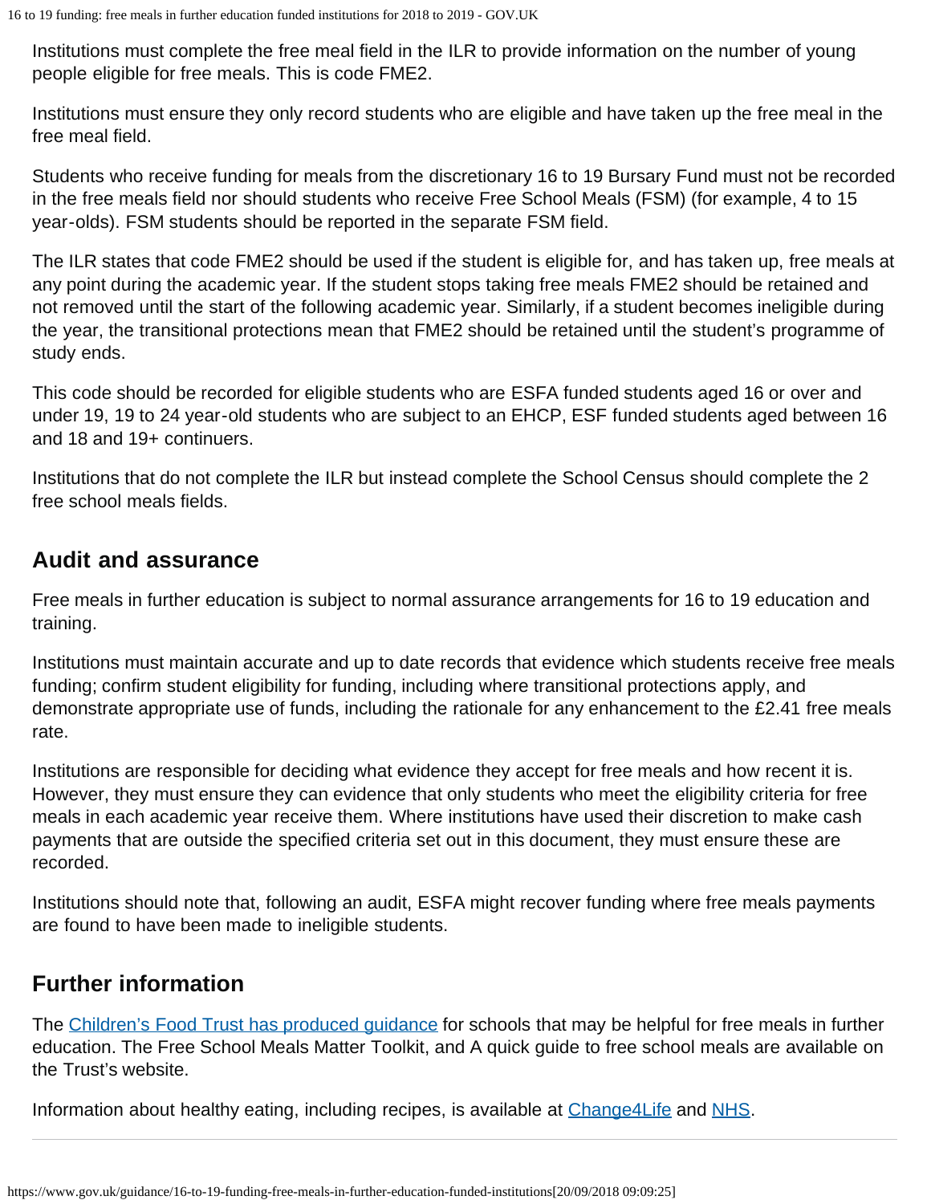Institutions must complete the free meal field in the ILR to provide information on the number of young people eligible for free meals. This is code FME2.

Institutions must ensure they only record students who are eligible and have taken up the free meal in the free meal field.

Students who receive funding for meals from the discretionary 16 to 19 Bursary Fund must not be recorded in the free meals field nor should students who receive Free School Meals (FSM) (for example, 4 to 15 year-olds). FSM students should be reported in the separate FSM field.

The ILR states that code FME2 should be used if the student is eligible for, and has taken up, free meals at any point during the academic year. If the student stops taking free meals FME2 should be retained and not removed until the start of the following academic year. Similarly, if a student becomes ineligible during the year, the transitional protections mean that FME2 should be retained until the student's programme of study ends.

This code should be recorded for eligible students who are ESFA funded students aged 16 or over and under 19, 19 to 24 year-old students who are subject to an EHCP, ESF funded students aged between 16 and 18 and 19+ continuers.

Institutions that do not complete the ILR but instead complete the School Census should complete the 2 free school meals fields.

## Audit and assurance

Free meals in further education is subject to normal assurance arrangements for 16 to 19 education and training.

Institutions must maintain accurate and up to date records that evidence which students receive free meals funding; confirm student eligibility for funding, including where transitional protections apply, and demonstrate appropriate use of funds, including the rationale for any enhancement to the £2.41 free meals rate.

Institutions are responsible for deciding what evidence they accept for free meals and how recent it is. However, they must ensure they can evidence that only students who meet the eligibility criteria for free meals in each academic year receive them. Where institutions have used their discretion to make cash payments that are outside the specified criteria set out in this document, they must ensure these are recorded.

Institutions should note that, following an audit, ESFA might recover funding where free meals payments are found to have been made to ineligible students.

## Further information

The [Children's Food Trust has produced guidance] for schools that may be helpful for free meals in further education. The Free School Meals Matter Toolkit, and A quick guide to free school meals are available on the Trust's website.

Information about healthy eating, including recipes, is available at [Change4Life] and [NHS].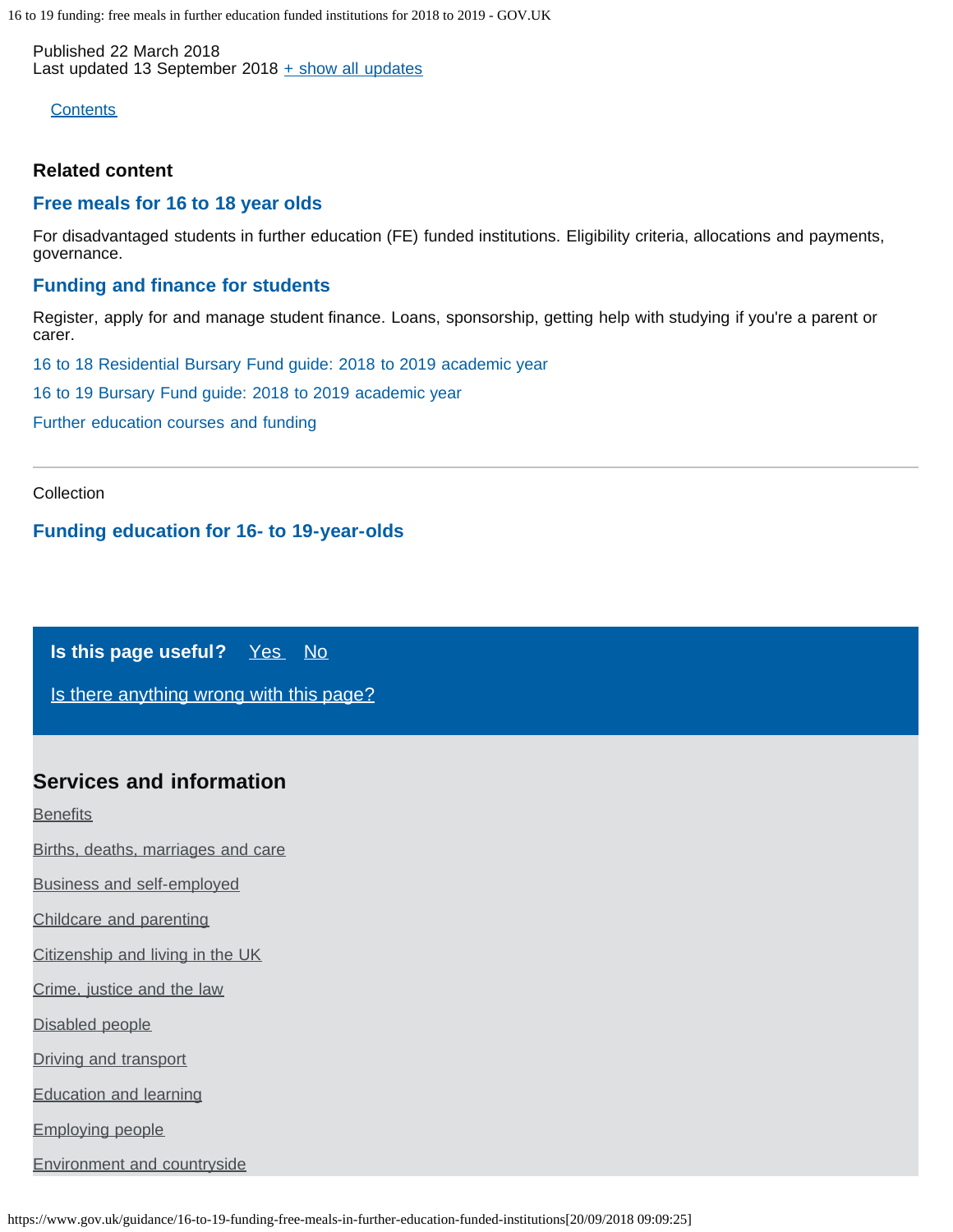Published 22 March 2018
Last updated 13 September 2018 + show all updates

Contents

### Related content

#### Free meals for 16 to 18 year olds

For disadvantaged students in further education (FE) funded institutions. Eligibility criteria, allocations and payments, governance.

#### Funding and finance for students

Register, apply for and manage student finance. Loans, sponsorship, getting help with studying if you're a parent or carer.

16 to 18 Residential Bursary Fund guide: 2018 to 2019 academic year

16 to 19 Bursary Fund guide: 2018 to 2019 academic year

Further education courses and funding

---

Collection

#### Funding education for 16- to 19-year-olds

**Is this page useful?** Yes No

Is there anything wrong with this page?

## Services and information

- Benefits
- Births, deaths, marriages and care
- Business and self-employed
- Childcare and parenting
- Citizenship and living in the UK
- Crime, justice and the law
- Disabled people
- Driving and transport
- Education and learning
- Employing people
- Environment and countryside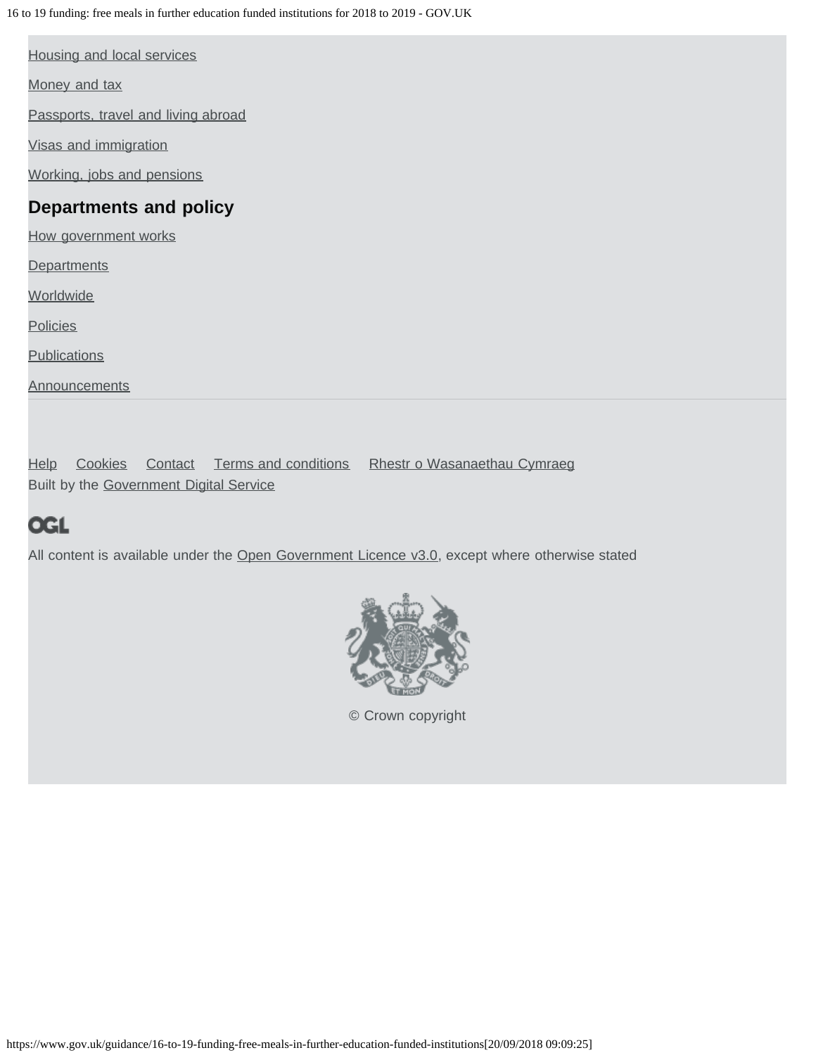Housing and local services

Money and tax

Passports, travel and living abroad

Visas and immigration

Working, jobs and pensions

## Departments and policy

How government works

Departments

Worldwide

Policies

Publications

Announcements

Help Cookies Contact Terms and conditions Rhestr o Wasanaethau Cymraeg

Built by the Government Digital Service

OGL

All content is available under the Open Government Licence v3.0, except where otherwise stated

© Crown copyright